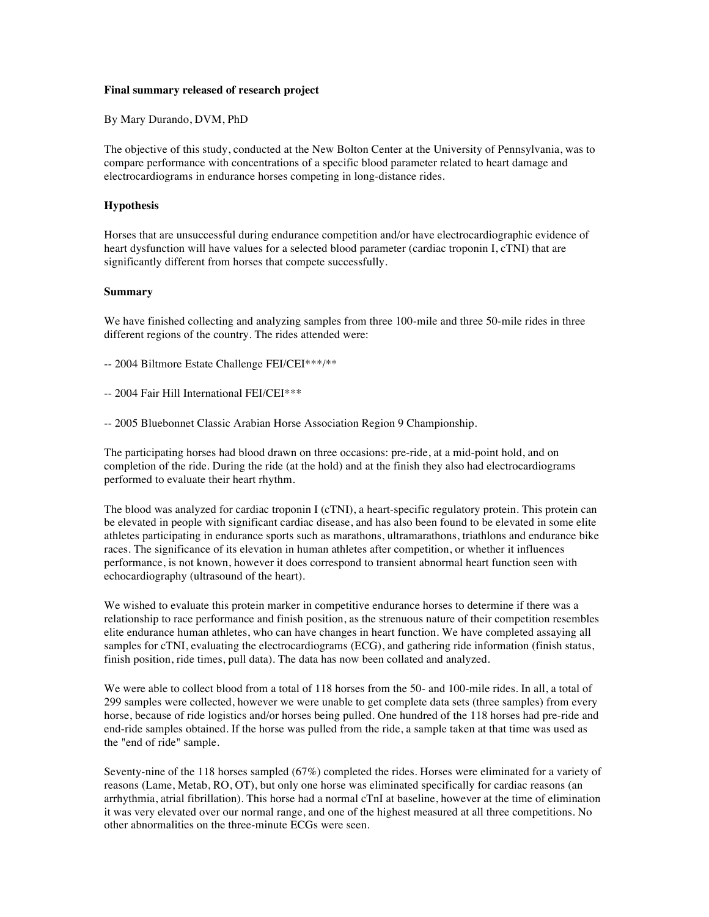**Final summary released of research project**

By Mary Durando, DVM, PhD

The objective of this study, conducted at the New Bolton Center at the University of Pennsylvania, was to compare performance with concentrations of a specific blood parameter related to heart damage and electrocardiograms in endurance horses competing in long-distance rides.

**Hypothesis**

Horses that are unsuccessful during endurance competition and/or have electrocardiographic evidence of heart dysfunction will have values for a selected blood parameter (cardiac troponin I, cTNI) that are significantly different from horses that compete successfully.

**Summary**

We have finished collecting and analyzing samples from three 100-mile and three 50-mile rides in three different regions of the country. The rides attended were:

-- 2004 Biltmore Estate Challenge FEI/CEI***/**

-- 2004 Fair Hill International FEI/CEI***

-- 2005 Bluebonnet Classic Arabian Horse Association Region 9 Championship.

The participating horses had blood drawn on three occasions: pre-ride, at a mid-point hold, and on completion of the ride. During the ride (at the hold) and at the finish they also had electrocardiograms performed to evaluate their heart rhythm.

The blood was analyzed for cardiac troponin I (cTNI), a heart-specific regulatory protein. This protein can be elevated in people with significant cardiac disease, and has also been found to be elevated in some elite athletes participating in endurance sports such as marathons, ultramarathons, triathlons and endurance bike races. The significance of its elevation in human athletes after competition, or whether it influences performance, is not known, however it does correspond to transient abnormal heart function seen with echocardiography (ultrasound of the heart).

We wished to evaluate this protein marker in competitive endurance horses to determine if there was a relationship to race performance and finish position, as the strenuous nature of their competition resembles elite endurance human athletes, who can have changes in heart function. We have completed assaying all samples for cTNI, evaluating the electrocardiograms (ECG), and gathering ride information (finish status, finish position, ride times, pull data). The data has now been collated and analyzed.

We were able to collect blood from a total of 118 horses from the 50- and 100-mile rides. In all, a total of 299 samples were collected, however we were unable to get complete data sets (three samples) from every horse, because of ride logistics and/or horses being pulled. One hundred of the 118 horses had pre-ride and end-ride samples obtained. If the horse was pulled from the ride, a sample taken at that time was used as the "end of ride" sample.

Seventy-nine of the 118 horses sampled (67%) completed the rides. Horses were eliminated for a variety of reasons (Lame, Metab, RO, OT), but only one horse was eliminated specifically for cardiac reasons (an arrhythmia, atrial fibrillation). This horse had a normal cTnI at baseline, however at the time of elimination it was very elevated over our normal range, and one of the highest measured at all three competitions. No other abnormalities on the three-minute ECGs were seen.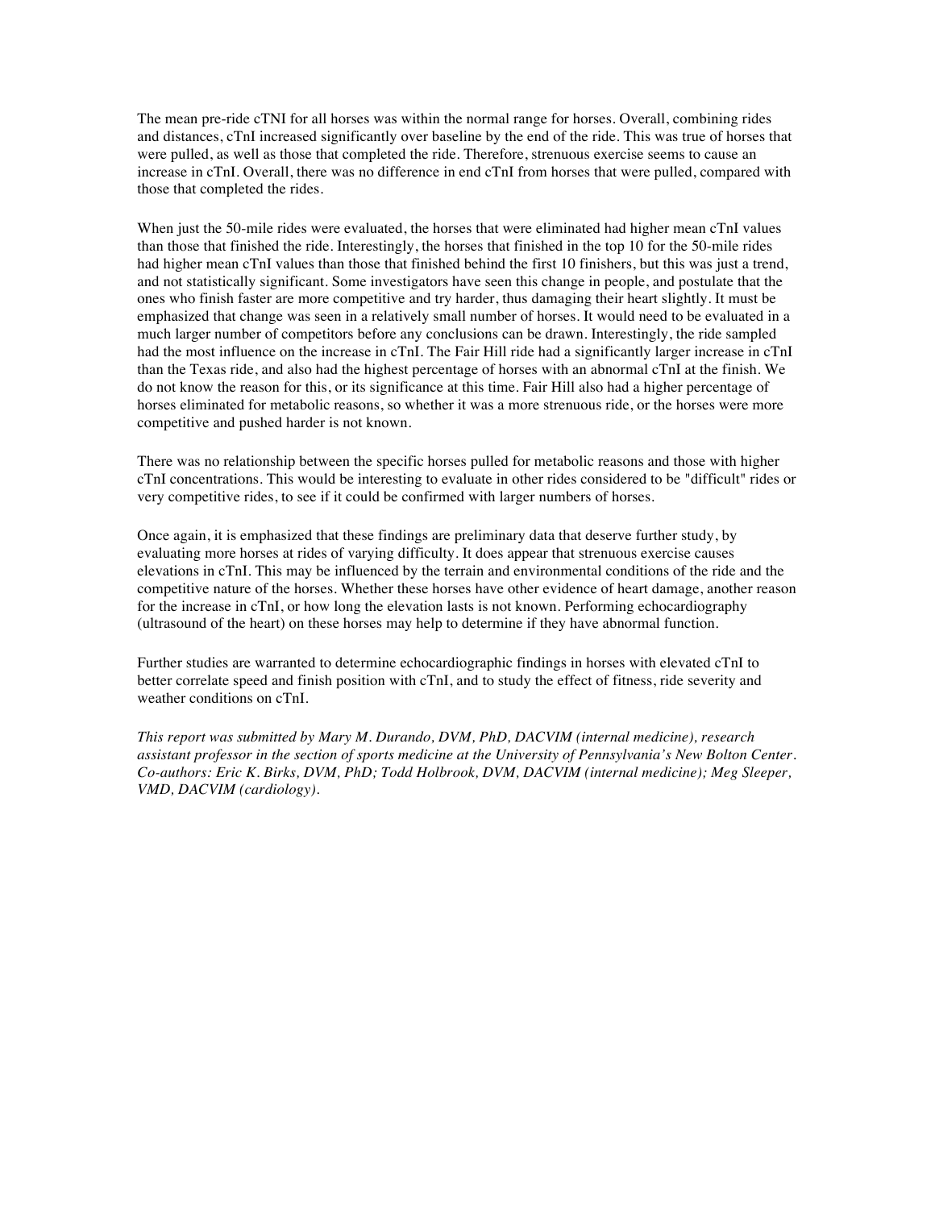The mean pre-ride cTNI for all horses was within the normal range for horses. Overall, combining rides and distances, cTnI increased significantly over baseline by the end of the ride. This was true of horses that were pulled, as well as those that completed the ride. Therefore, strenuous exercise seems to cause an increase in cTnI. Overall, there was no difference in end cTnI from horses that were pulled, compared with those that completed the rides.

When just the 50-mile rides were evaluated, the horses that were eliminated had higher mean cTnI values than those that finished the ride. Interestingly, the horses that finished in the top 10 for the 50-mile rides had higher mean cTnI values than those that finished behind the first 10 finishers, but this was just a trend, and not statistically significant. Some investigators have seen this change in people, and postulate that the ones who finish faster are more competitive and try harder, thus damaging their heart slightly. It must be emphasized that change was seen in a relatively small number of horses. It would need to be evaluated in a much larger number of competitors before any conclusions can be drawn. Interestingly, the ride sampled had the most influence on the increase in cTnI. The Fair Hill ride had a significantly larger increase in cTnI than the Texas ride, and also had the highest percentage of horses with an abnormal cTnI at the finish. We do not know the reason for this, or its significance at this time. Fair Hill also had a higher percentage of horses eliminated for metabolic reasons, so whether it was a more strenuous ride, or the horses were more competitive and pushed harder is not known.

There was no relationship between the specific horses pulled for metabolic reasons and those with higher cTnI concentrations. This would be interesting to evaluate in other rides considered to be "difficult" rides or very competitive rides, to see if it could be confirmed with larger numbers of horses.

Once again, it is emphasized that these findings are preliminary data that deserve further study, by evaluating more horses at rides of varying difficulty. It does appear that strenuous exercise causes elevations in cTnI. This may be influenced by the terrain and environmental conditions of the ride and the competitive nature of the horses. Whether these horses have other evidence of heart damage, another reason for the increase in cTnI, or how long the elevation lasts is not known. Performing echocardiography (ultrasound of the heart) on these horses may help to determine if they have abnormal function.

Further studies are warranted to determine echocardiographic findings in horses with elevated cTnI to better correlate speed and finish position with cTnI, and to study the effect of fitness, ride severity and weather conditions on cTnI.

*This report was submitted by Mary M. Durando, DVM, PhD, DACVIM (internal medicine), research assistant professor in the section of sports medicine at the University of Pennsylvania's New Bolton Center. Co-authors: Eric K. Birks, DVM, PhD; Todd Holbrook, DVM, DACVIM (internal medicine); Meg Sleeper, VMD, DACVIM (cardiology).*